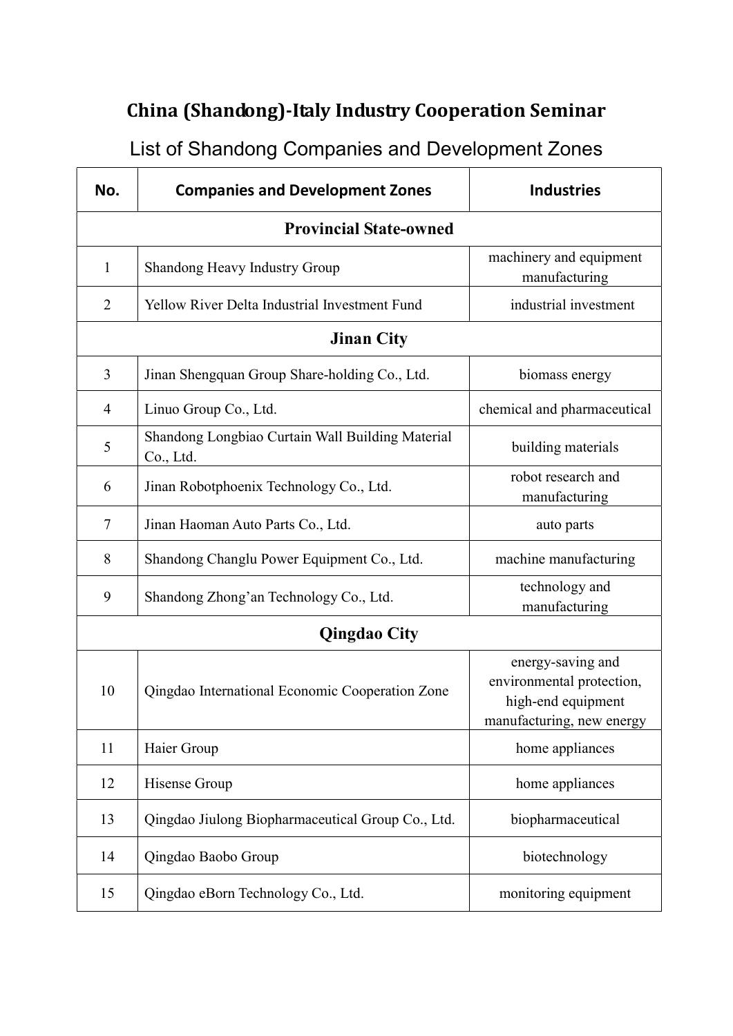# China (Shandong)-Italy Industry Cooperation Seminar

## List of Shandong Companies and Development Zones

| No. | Companies and Development Zones | Industries |
|---|---|---|
| **Provincial State-owned** | | |
| 1 | Shandong Heavy Industry Group | machinery and equipment manufacturing |
| 2 | Yellow River Delta Industrial Investment Fund | industrial investment |
| **Jinan City** | | |
| 3 | Jinan Shengquan Group Share-holding Co., Ltd. | biomass energy |
| 4 | Linuo Group Co., Ltd. | chemical and pharmaceutical |
| 5 | Shandong Longbiao Curtain Wall Building Material Co., Ltd. | building materials |
| 6 | Jinan Robotphoenix Technology Co., Ltd. | robot research and manufacturing |
| 7 | Jinan Haoman Auto Parts Co., Ltd. | auto parts |
| 8 | Shandong Changlu Power Equipment Co., Ltd. | machine manufacturing |
| 9 | Shandong Zhong'an Technology Co., Ltd. | technology and manufacturing |
| **Qingdao City** | | |
| 10 | Qingdao International Economic Cooperation Zone | energy-saving and environmental protection, high-end equipment manufacturing, new energy |
| 11 | Haier Group | home appliances |
| 12 | Hisense Group | home appliances |
| 13 | Qingdao Jiulong Biopharmaceutical Group Co., Ltd. | biopharmaceutical |
| 14 | Qingdao Baobo Group | biotechnology |
| 15 | Qingdao eBorn Technology Co., Ltd. | monitoring equipment |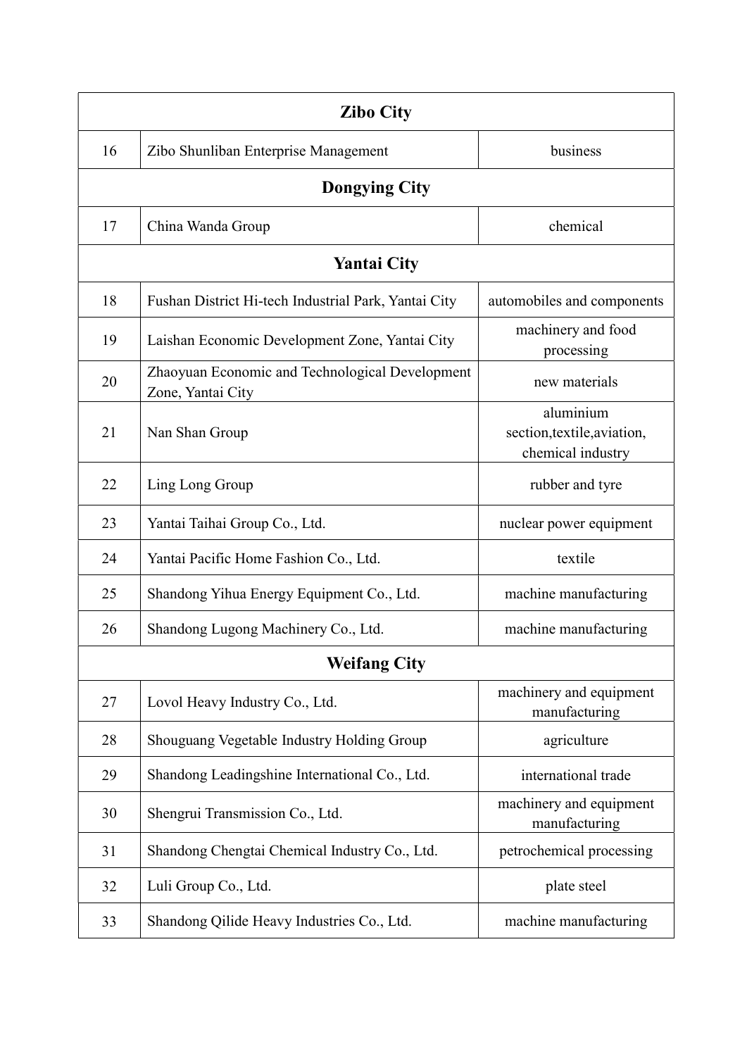| | | |
|---|---|---|
| **Zibo City** | | |
| 16 | Zibo Shunliban Enterprise Management | business |
| **Dongying City** | | |
| 17 | China Wanda Group | chemical |
| **Yantai City** | | |
| 18 | Fushan District Hi-tech Industrial Park, Yantai City | automobiles and components |
| 19 | Laishan Economic Development Zone, Yantai City | machinery and food processing |
| 20 | Zhaoyuan Economic and Technological Development Zone, Yantai City | new materials |
| 21 | Nan Shan Group | aluminium section,textile,aviation, chemical industry |
| 22 | Ling Long Group | rubber and tyre |
| 23 | Yantai Taihai Group Co., Ltd. | nuclear power equipment |
| 24 | Yantai Pacific Home Fashion Co., Ltd. | textile |
| 25 | Shandong Yihua Energy Equipment Co., Ltd. | machine manufacturing |
| 26 | Shandong Lugong Machinery Co., Ltd. | machine manufacturing |
| **Weifang City** | | |
| 27 | Lovol Heavy Industry Co., Ltd. | machinery and equipment manufacturing |
| 28 | Shouguang Vegetable Industry Holding Group | agriculture |
| 29 | Shandong Leadingshine International Co., Ltd. | international trade |
| 30 | Shengrui Transmission Co., Ltd. | machinery and equipment manufacturing |
| 31 | Shandong Chengtai Chemical Industry Co., Ltd. | petrochemical processing |
| 32 | Luli Group Co., Ltd. | plate steel |
| 33 | Shandong Qilide Heavy Industries Co., Ltd. | machine manufacturing |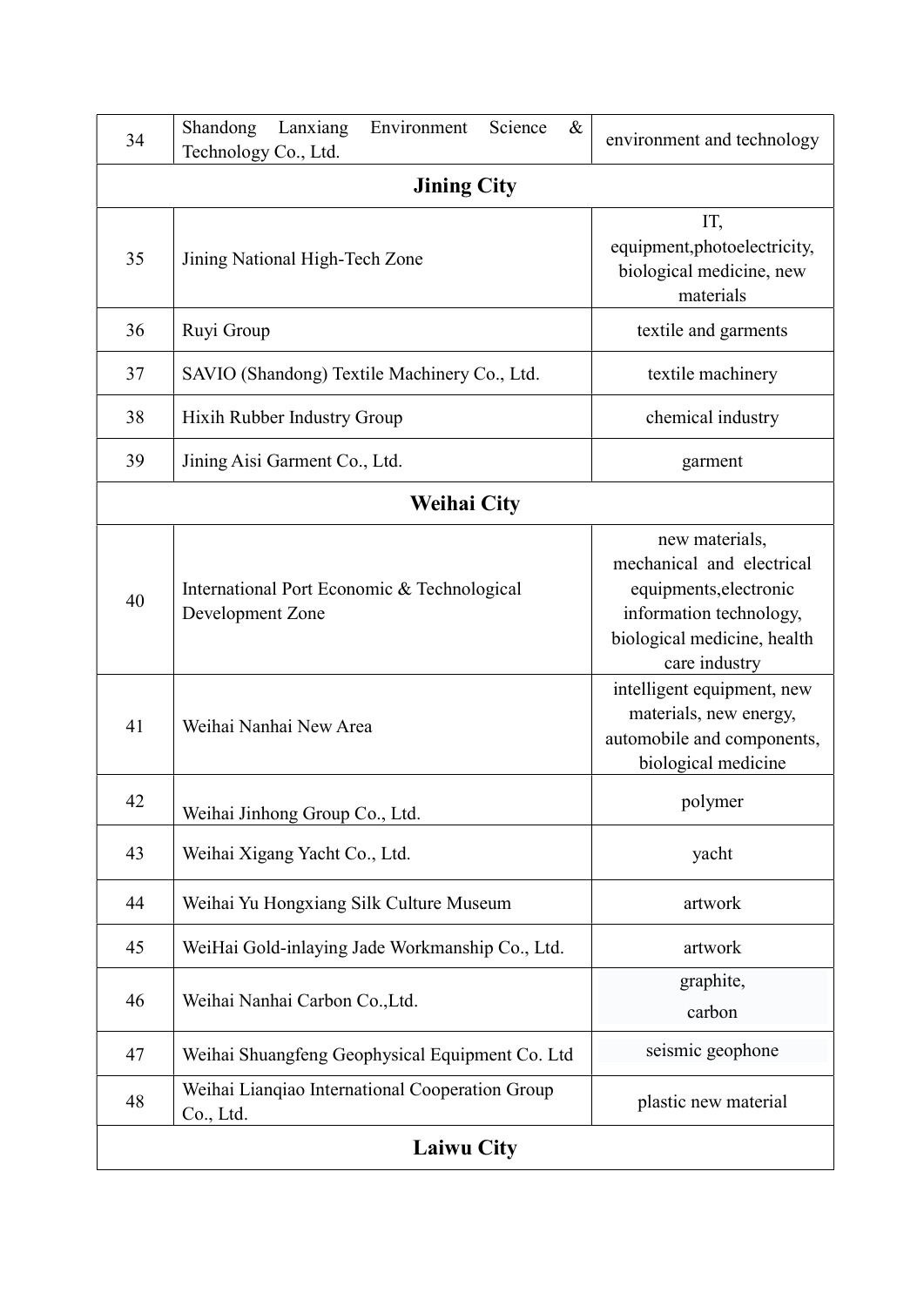| | | |
|---|---|---|
| 34 | Shandong Lanxiang Environment Science & Technology Co., Ltd. | environment and technology |
| **Jining City** | | |
| 35 | Jining National High-Tech Zone | IT, equipment,photoelectricity, biological medicine, new materials |
| 36 | Ruyi Group | textile and garments |
| 37 | SAVIO (Shandong) Textile Machinery Co., Ltd. | textile machinery |
| 38 | Hixih Rubber Industry Group | chemical industry |
| 39 | Jining Aisi Garment Co., Ltd. | garment |
| **Weihai City** | | |
| 40 | International Port Economic & Technological Development Zone | new materials, mechanical and electrical equipments,electronic information technology, biological medicine, health care industry |
| 41 | Weihai Nanhai New Area | intelligent equipment, new materials, new energy, automobile and components, biological medicine |
| 42 | Weihai Jinhong Group Co., Ltd. | polymer |
| 43 | Weihai Xigang Yacht Co., Ltd. | yacht |
| 44 | Weihai Yu Hongxiang Silk Culture Museum | artwork |
| 45 | WeiHai Gold-inlaying Jade Workmanship Co., Ltd. | artwork |
| 46 | Weihai Nanhai Carbon Co.,Ltd. | graphite, carbon |
| 47 | Weihai Shuangfeng Geophysical Equipment Co. Ltd | seismic geophone |
| 48 | Weihai Lianqiao International Cooperation Group Co., Ltd. | plastic new material |
| **Laiwu City** | | |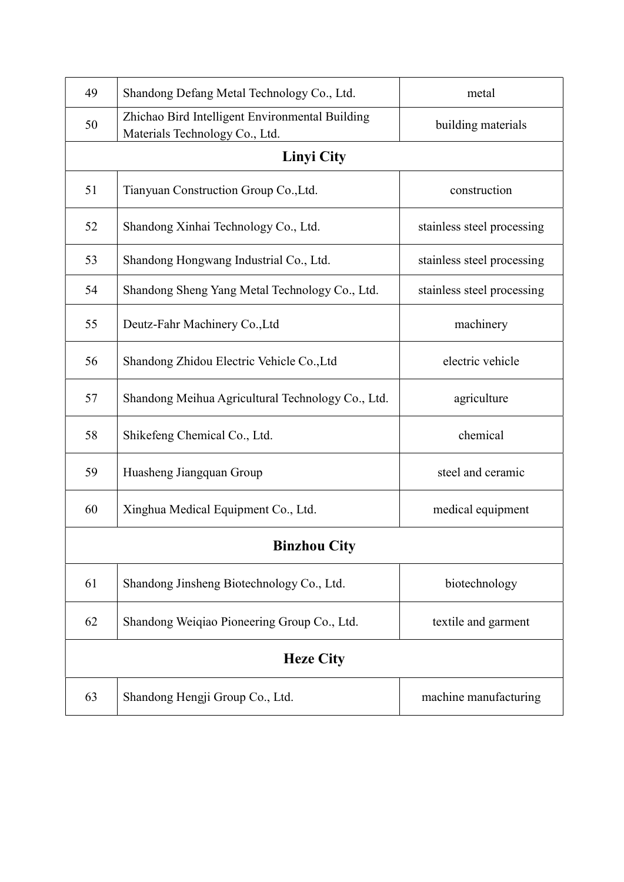| | | |
|---|---|---|
| 49 | Shandong Defang Metal Technology Co., Ltd. | metal |
| 50 | Zhichao Bird Intelligent Environmental Building Materials Technology Co., Ltd. | building materials |
| **Linyi City** | | |
| 51 | Tianyuan Construction Group Co.,Ltd. | construction |
| 52 | Shandong Xinhai Technology Co., Ltd. | stainless steel processing |
| 53 | Shandong Hongwang Industrial Co., Ltd. | stainless steel processing |
| 54 | Shandong Sheng Yang Metal Technology Co., Ltd. | stainless steel processing |
| 55 | Deutz-Fahr Machinery Co.,Ltd | machinery |
| 56 | Shandong Zhidou Electric Vehicle Co.,Ltd | electric vehicle |
| 57 | Shandong Meihua Agricultural Technology Co., Ltd. | agriculture |
| 58 | Shikefeng Chemical Co., Ltd. | chemical |
| 59 | Huasheng Jiangquan Group | steel and ceramic |
| 60 | Xinghua Medical Equipment Co., Ltd. | medical equipment |
| **Binzhou City** | | |
| 61 | Shandong Jinsheng Biotechnology Co., Ltd. | biotechnology |
| 62 | Shandong Weiqiao Pioneering Group Co., Ltd. | textile and garment |
| **Heze City** | | |
| 63 | Shandong Hengji Group Co., Ltd. | machine manufacturing |